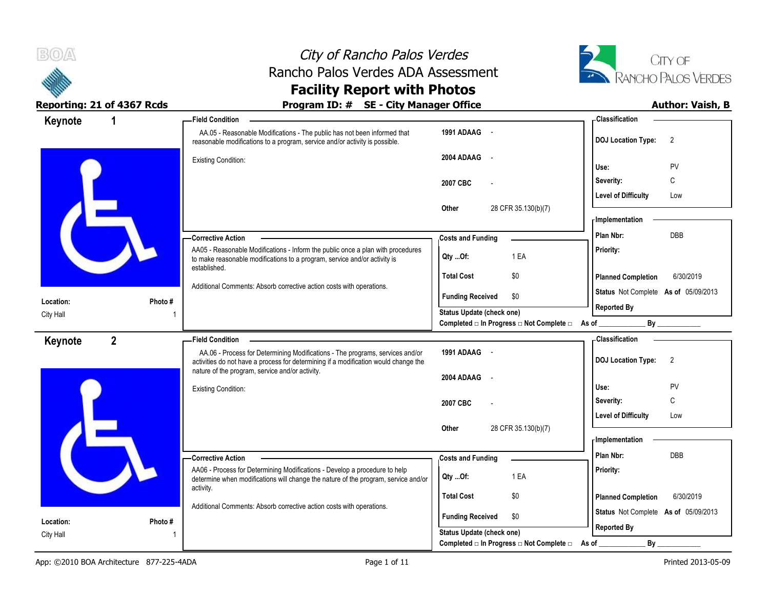# City of Rancho Palos Verdes

## Rancho Palos Verdes ADA Assessment

## Facility Report with Photos

**Reporting: 21 of 4367 Rcds** **Program ID: # SE - City Manager Office** **Author: Vaish, B**

---

## Keynote 1

**Location:** City Hall
**Photo #:** 1

**Field Condition**

AA.05 - Reasonable Modifications - The public has not been informed that reasonable modifications to a program, service and/or activity is possible.

Existing Condition:

| | |
|---|---|
| 1991 ADAAG | - |
| 2004 ADAAG | - |
| 2007 CBC | - |
| Other | 28 CFR 35.130(b)(7) |

**Classification**

| | |
|---|---|
| DOJ Location Type: | 2 |
| Use: | PV |
| Severity: | C |
| Level of Difficulty | Low |

**Corrective Action**

AA05 - Reasonable Modifications - Inform the public once a plan with procedures to make reasonable modifications to a program, service and/or activity is established.

Additional Comments: Absorb corrective action costs with operations.

**Costs and Funding**

| | |
|---|---|
| Qty ...Of: | 1 EA |
| Total Cost | $0 |
| Funding Received | $0 |

**Implementation**

| | |
|---|---|
| Plan Nbr: | DBB |
| Priority: | |
| Planned Completion | 6/30/2019 |
| Status | Not Complete As of 05/09/2013 |
| Reported By | |

Status Update (check one)
Completed □ In Progress □ Not Complete □ As of ____________ By ____________

---

## Keynote 2

**Location:** City Hall
**Photo #:** 1

**Field Condition**

AA.06 - Process for Determining Modifications - The programs, services and/or activities do not have a process for determining if a modification would change the nature of the program, service and/or activity.

Existing Condition:

| | |
|---|---|
| 1991 ADAAG | - |
| 2004 ADAAG | - |
| 2007 CBC | - |
| Other | 28 CFR 35.130(b)(7) |

**Classification**

| | |
|---|---|
| DOJ Location Type: | 2 |
| Use: | PV |
| Severity: | C |
| Level of Difficulty | Low |

**Corrective Action**

AA06 - Process for Determining Modifications - Develop a procedure to help determine when modifications will change the nature of the program, service and/or activity.

Additional Comments: Absorb corrective action costs with operations.

**Costs and Funding**

| | |
|---|---|
| Qty ...Of: | 1 EA |
| Total Cost | $0 |
| Funding Received | $0 |

**Implementation**

| | |
|---|---|
| Plan Nbr: | DBB |
| Priority: | |
| Planned Completion | 6/30/2019 |
| Status | Not Complete As of 05/09/2013 |
| Reported By | |

Status Update (check one)
Completed □ In Progress □ Not Complete □ As of ____________ By ____________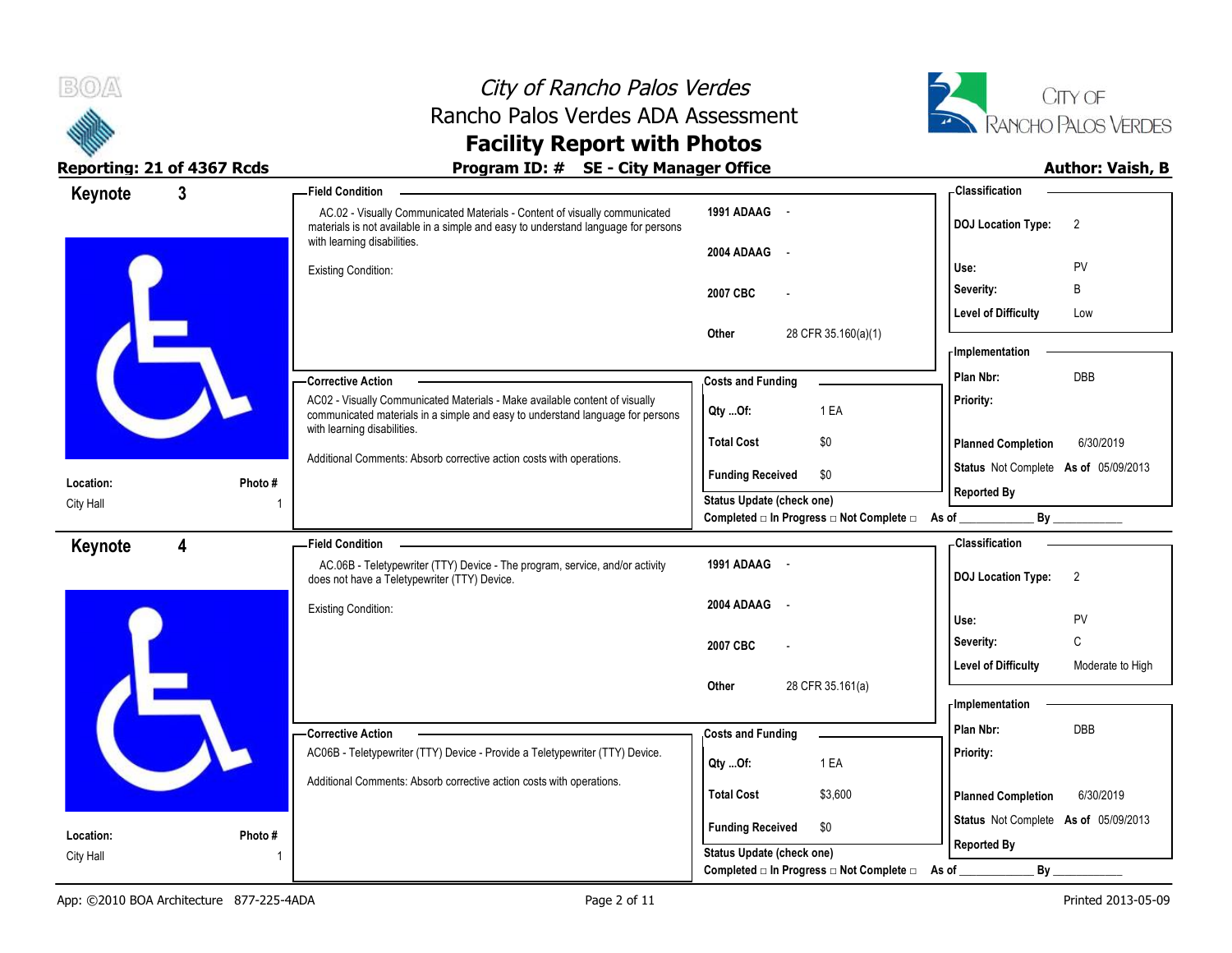# City of Rancho Palos Verdes

## Rancho Palos Verdes ADA Assessment

## Facility Report with Photos

**Reporting: 21 of 4367 Rcds** **Program ID: # SE - City Manager Office** **Author: Vaish, B**

---

## Keynote 3

**Location:** City Hall
**Photo #** 1

### Field Condition

AC.02 - Visually Communicated Materials - Content of visually communicated materials is not available in a simple and easy to understand language for persons with learning disabilities.

Existing Condition:

| | |
|---|---|
| 1991 ADAAG | - |
| 2004 ADAAG | - |
| 2007 CBC | - |
| Other | 28 CFR 35.160(a)(1) |

### Classification

| | |
|---|---|
| DOJ Location Type: | 2 |
| Use: | PV |
| Severity: | B |
| Level of Difficulty | Low |

### Corrective Action

AC02 - Visually Communicated Materials - Make available content of visually communicated materials in a simple and easy to understand language for persons with learning disabilities.

Additional Comments: Absorb corrective action costs with operations.

### Costs and Funding

| | |
|---|---|
| Qty ...Of: | 1 EA |
| Total Cost | $0 |
| Funding Received | $0 |

Status Update (check one)
Completed □ In Progress □ Not Complete □ As of ____________ By ____________

### Implementation

| | |
|---|---|
| Plan Nbr: | DBB |
| Priority: | |
| Planned Completion | 6/30/2019 |
| Status | Not Complete As of 05/09/2013 |
| Reported By | |

---

## Keynote 4

**Location:** City Hall
**Photo #** 1

### Field Condition

AC.06B - Teletypewriter (TTY) Device - The program, service, and/or activity does not have a Teletypewriter (TTY) Device.

Existing Condition:

| | |
|---|---|
| 1991 ADAAG | - |
| 2004 ADAAG | - |
| 2007 CBC | - |
| Other | 28 CFR 35.161(a) |

### Classification

| | |
|---|---|
| DOJ Location Type: | 2 |
| Use: | PV |
| Severity: | C |
| Level of Difficulty | Moderate to High |

### Corrective Action

AC06B - Teletypewriter (TTY) Device - Provide a Teletypewriter (TTY) Device.

Additional Comments: Absorb corrective action costs with operations.

### Costs and Funding

| | |
|---|---|
| Qty ...Of: | 1 EA |
| Total Cost | $3,600 |
| Funding Received | $0 |

Status Update (check one)
Completed □ In Progress □ Not Complete □ As of ____________ By ____________

### Implementation

| | |
|---|---|
| Plan Nbr: | DBB |
| Priority: | |
| Planned Completion | 6/30/2019 |
| Status | Not Complete As of 05/09/2013 |
| Reported By | |

---

App: ©2010 BOA Architecture 877-225-4ADA Printed 2013-05-09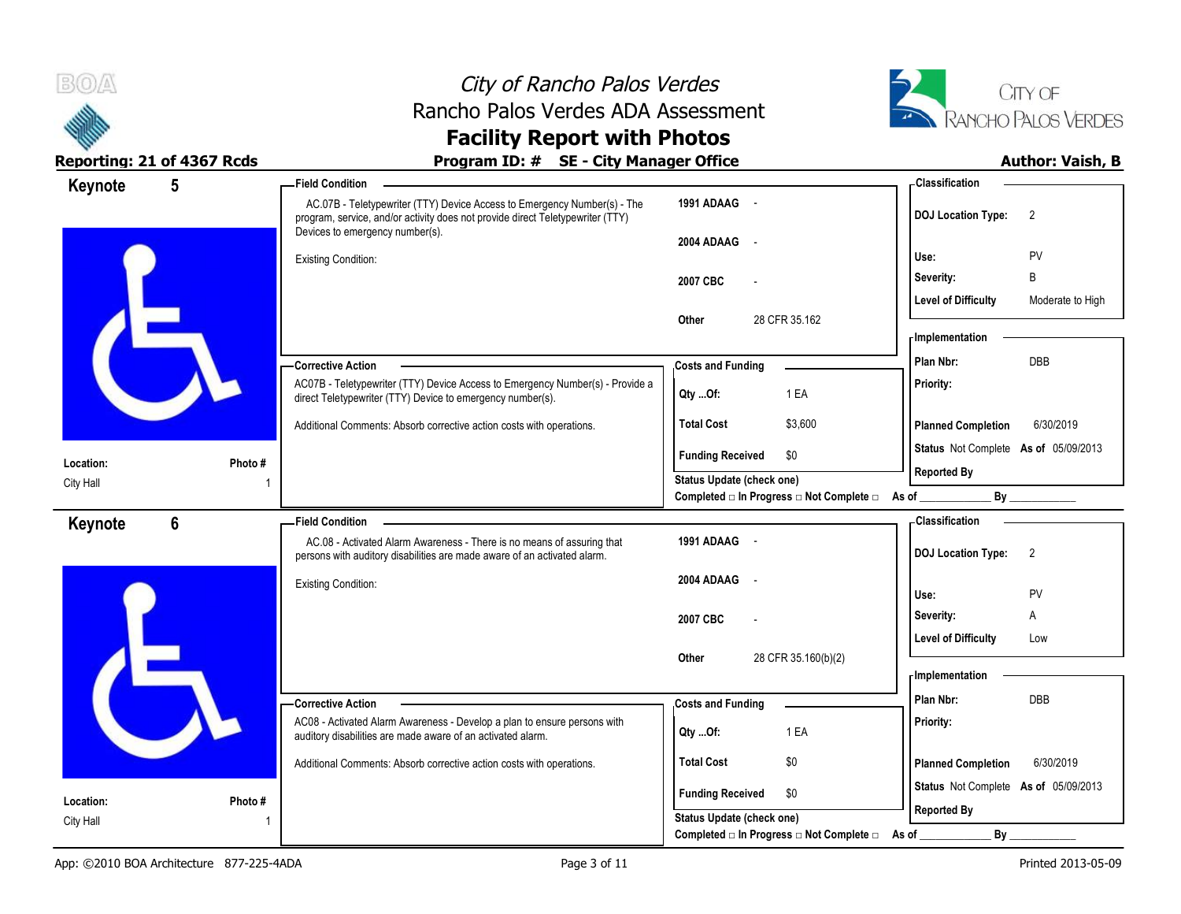# City of Rancho Palos Verdes
## Rancho Palos Verdes ADA Assessment
## Facility Report with Photos

**Reporting: 21 of 4367 Rcds** | **Program ID: # SE - City Manager Office** | **Author: Vaish, B**

---

## Keynote 5

**Location:** City Hall
**Photo #:** 1

**Field Condition**

AC.07B - Teletypewriter (TTY) Device Access to Emergency Number(s) - The program, service, and/or activity does not provide direct Teletypewriter (TTY) Devices to emergency number(s).

Existing Condition:

| | |
|---|---|
| 1991 ADAAG | - |
| 2004 ADAAG | - |
| 2007 CBC | - |
| Other | 28 CFR 35.162 |

**Classification**

| | |
|---|---|
| DOJ Location Type: | 2 |
| Use: | PV |
| Severity: | B |
| Level of Difficulty | Moderate to High |

**Corrective Action**

AC07B - Teletypewriter (TTY) Device Access to Emergency Number(s) - Provide a direct Teletypewriter (TTY) Device to emergency number(s).

Additional Comments: Absorb corrective action costs with operations.

**Costs and Funding**

| | |
|---|---|
| Qty ...Of: | 1 EA |
| Total Cost | $3,600 |
| Funding Received | $0 |

Status Update (check one)
Completed □ In Progress □ Not Complete □ As of ____________ By ____________

**Implementation**

| | |
|---|---|
| Plan Nbr: | DBB |
| Priority: | |
| Planned Completion | 6/30/2019 |
| Status | Not Complete **As of** 05/09/2013 |
| Reported By | |

---

## Keynote 6

**Location:** City Hall
**Photo #:** 1

**Field Condition**

AC.08 - Activated Alarm Awareness - There is no means of assuring that persons with auditory disabilities are made aware of an activated alarm.

Existing Condition:

| | |
|---|---|
| 1991 ADAAG | - |
| 2004 ADAAG | - |
| 2007 CBC | - |
| Other | 28 CFR 35.160(b)(2) |

**Classification**

| | |
|---|---|
| DOJ Location Type: | 2 |
| Use: | PV |
| Severity: | A |
| Level of Difficulty | Low |

**Corrective Action**

AC08 - Activated Alarm Awareness - Develop a plan to ensure persons with auditory disabilities are made aware of an activated alarm.

Additional Comments: Absorb corrective action costs with operations.

**Costs and Funding**

| | |
|---|---|
| Qty ...Of: | 1 EA |
| Total Cost | $0 |
| Funding Received | $0 |

Status Update (check one)
Completed □ In Progress □ Not Complete □ As of ____________ By ____________

**Implementation**

| | |
|---|---|
| Plan Nbr: | DBB |
| Priority: | |
| Planned Completion | 6/30/2019 |
| Status | Not Complete **As of** 05/09/2013 |
| Reported By | |

---

App: ©2010 BOA Architecture 877-225-4ADA | Printed 2013-05-09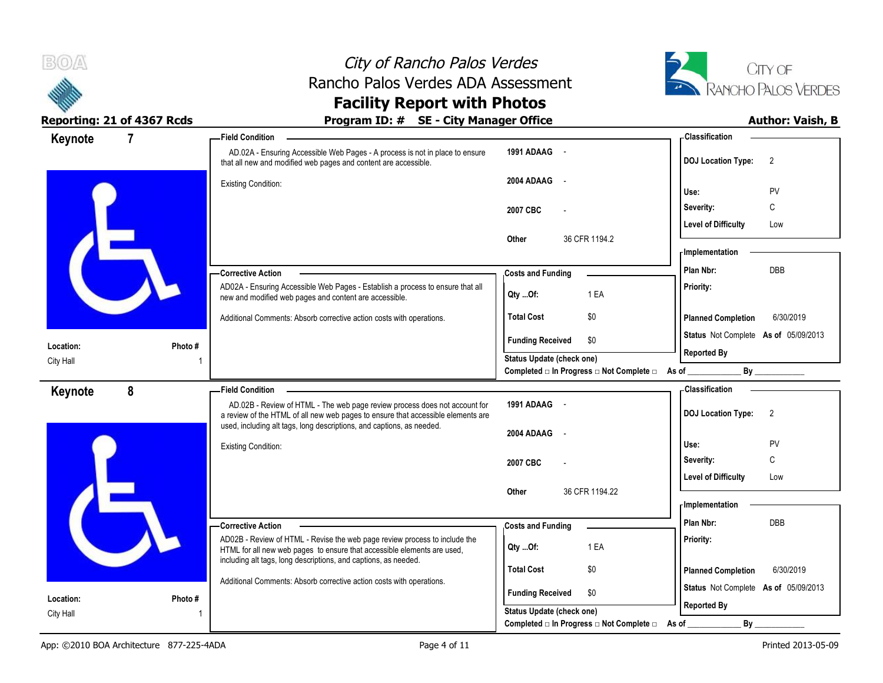# City of Rancho Palos Verdes
## Rancho Palos Verdes ADA Assessment
## Facility Report with Photos

**Reporting: 21 of 4367 Rcds** | **Program ID: # SE - City Manager Office** | **Author: Vaish, B**

---

### Keynote 7

**Location:** City Hall
**Photo #** 1

**Field Condition**

AD.02A - Ensuring Accessible Web Pages - A process is not in place to ensure that all new and modified web pages and content are accessible.

Existing Condition:

| | |
|---|---|
| 1991 ADAAG | - |
| 2004 ADAAG | - |
| 2007 CBC | - |
| Other | 36 CFR 1194.2 |

**Classification**

| | |
|---|---|
| DOJ Location Type: | 2 |
| Use: | PV |
| Severity: | C |
| Level of Difficulty | Low |

**Corrective Action**

AD02A - Ensuring Accessible Web Pages - Establish a process to ensure that all new and modified web pages and content are accessible.

Additional Comments: Absorb corrective action costs with operations.

**Costs and Funding**

| | |
|---|---|
| Qty ...Of: | 1 EA |
| Total Cost | $0 |
| Funding Received | $0 |

**Implementation**

| | |
|---|---|
| Plan Nbr: | DBB |
| Priority: | |
| Planned Completion | 6/30/2019 |
| Status | Not Complete As of 05/09/2013 |
| Reported By | |

Status Update (check one)
Completed □ In Progress □ Not Complete □ As of ____________ By ____________

---

### Keynote 8

**Location:** City Hall
**Photo #** 1

**Field Condition**

AD.02B - Review of HTML - The web page review process does not account for a review of the HTML of all new web pages to ensure that accessible elements are used, including alt tags, long descriptions, and captions, as needed.

Existing Condition:

| | |
|---|---|
| 1991 ADAAG | - |
| 2004 ADAAG | - |
| 2007 CBC | - |
| Other | 36 CFR 1194.22 |

**Classification**

| | |
|---|---|
| DOJ Location Type: | 2 |
| Use: | PV |
| Severity: | C |
| Level of Difficulty | Low |

**Corrective Action**

AD02B - Review of HTML - Revise the web page review process to include the HTML for all new web pages to ensure that accessible elements are used, including alt tags, long descriptions, and captions, as needed.

Additional Comments: Absorb corrective action costs with operations.

**Costs and Funding**

| | |
|---|---|
| Qty ...Of: | 1 EA |
| Total Cost | $0 |
| Funding Received | $0 |

**Implementation**

| | |
|---|---|
| Plan Nbr: | DBB |
| Priority: | |
| Planned Completion | 6/30/2019 |
| Status | Not Complete As of 05/09/2013 |
| Reported By | |

Status Update (check one)
Completed □ In Progress □ Not Complete □ As of ____________ By ____________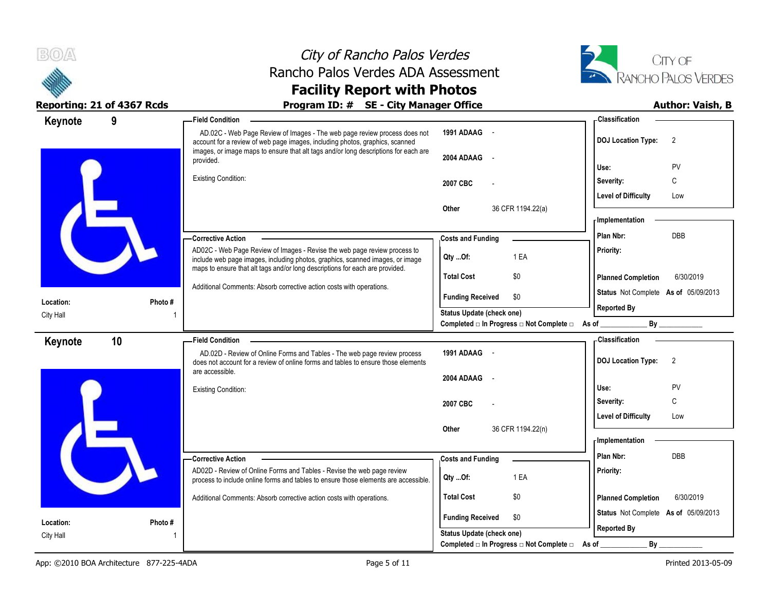# City of Rancho Palos Verdes
## Rancho Palos Verdes ADA Assessment
## Facility Report with Photos

**Reporting: 21 of 4367 Rcds** | **Program ID: # SE - City Manager Office** | **Author: Vaish, B**

---

## Keynote 9

**Location:** City Hall
**Photo #:** 1

**Field Condition**

AD.02C - Web Page Review of Images - The web page review process does not account for a review of web page images, including photos, graphics, scanned images, or image maps to ensure that alt tags and/or long descriptions for each are provided.

Existing Condition:

| | |
|---|---|
| 1991 ADAAG | - |
| 2004 ADAAG | - |
| 2007 CBC | - |
| Other | 36 CFR 1194.22(a) |

**Classification**

| | |
|---|---|
| DOJ Location Type: | 2 |
| Use: | PV |
| Severity: | C |
| Level of Difficulty | Low |

**Corrective Action**

AD02C - Web Page Review of Images - Revise the web page review process to include web page images, including photos, graphics, scanned images, or image maps to ensure that alt tags and/or long descriptions for each are provided.

Additional Comments: Absorb corrective action costs with operations.

**Costs and Funding**

| | |
|---|---|
| Qty ...Of: | 1 EA |
| Total Cost | $0 |
| Funding Received | $0 |

**Implementation**

| | |
|---|---|
| Plan Nbr: | DBB |
| Priority: | |
| Planned Completion | 6/30/2019 |
| Status | Not Complete As of 05/09/2013 |
| Reported By | |

Status Update (check one)
Completed □ In Progress □ Not Complete □ As of ____________ By ____________

---

## Keynote 10

**Location:** City Hall
**Photo #:** 1

**Field Condition**

AD.02D - Review of Online Forms and Tables - The web page review process does not account for a review of online forms and tables to ensure those elements are accessible.

Existing Condition:

| | |
|---|---|
| 1991 ADAAG | - |
| 2004 ADAAG | - |
| 2007 CBC | - |
| Other | 36 CFR 1194.22(n) |

**Classification**

| | |
|---|---|
| DOJ Location Type: | 2 |
| Use: | PV |
| Severity: | C |
| Level of Difficulty | Low |

**Corrective Action**

AD02D - Review of Online Forms and Tables - Revise the web page review process to include online forms and tables to ensure those elements are accessible.

Additional Comments: Absorb corrective action costs with operations.

**Costs and Funding**

| | |
|---|---|
| Qty ...Of: | 1 EA |
| Total Cost | $0 |
| Funding Received | $0 |

**Implementation**

| | |
|---|---|
| Plan Nbr: | DBB |
| Priority: | |
| Planned Completion | 6/30/2019 |
| Status | Not Complete As of 05/09/2013 |
| Reported By | |

Status Update (check one)
Completed □ In Progress □ Not Complete □ As of ____________ By ____________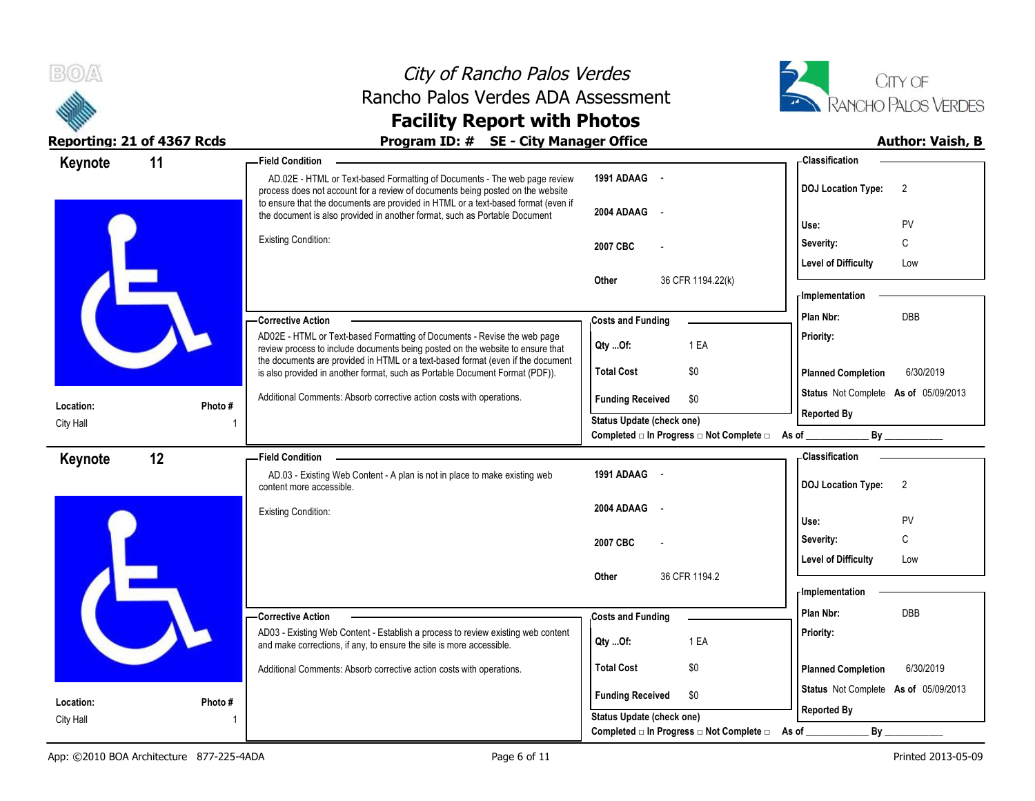# City of Rancho Palos Verdes
## Rancho Palos Verdes ADA Assessment
## Facility Report with Photos

**Reporting: 21 of 4367 Rcds** | **Program ID: # SE - City Manager Office** | **Author: Vaish, B**

---

## Keynote 11

**Location:** City Hall
**Photo #:** 1

### Field Condition

AD.02E - HTML or Text-based Formatting of Documents - The web page review process does not account for a review of documents being posted on the website to ensure that the documents are provided in HTML or a text-based format (even if the document is also provided in another format, such as Portable Document

Existing Condition:

| | |
|---|---|
| **1991 ADAAG** | - |
| **2004 ADAAG** | - |
| **2007 CBC** | - |
| **Other** | 36 CFR 1194.22(k) |

### Corrective Action

AD02E - HTML or Text-based Formatting of Documents - Revise the web page review process to include documents being posted on the website to ensure that the documents are provided in HTML or a text-based format (even if the document is also provided in another format, such as Portable Document Format (PDF)).

Additional Comments: Absorb corrective action costs with operations.

### Costs and Funding

| | |
|---|---|
| **Qty ...Of:** | 1 EA |
| **Total Cost** | $0 |
| **Funding Received** | $0 |

**Status Update (check one)**
Completed □ In Progress □ Not Complete □ As of ____________ By ____________

### Classification

| | |
|---|---|
| **DOJ Location Type:** | 2 |
| **Use:** | PV |
| **Severity:** | C |
| **Level of Difficulty** | Low |

### Implementation

| | |
|---|---|
| **Plan Nbr:** | DBB |
| **Priority:** | |
| **Planned Completion** | 6/30/2019 |
| **Status** | Not Complete **As of** 05/09/2013 |
| **Reported By** | |

---

## Keynote 12

**Location:** City Hall
**Photo #:** 1

### Field Condition

AD.03 - Existing Web Content - A plan is not in place to make existing web content more accessible.

Existing Condition:

| | |
|---|---|
| **1991 ADAAG** | - |
| **2004 ADAAG** | - |
| **2007 CBC** | - |
| **Other** | 36 CFR 1194.2 |

### Corrective Action

AD03 - Existing Web Content - Establish a process to review existing web content and make corrections, if any, to ensure the site is more accessible.

Additional Comments: Absorb corrective action costs with operations.

### Costs and Funding

| | |
|---|---|
| **Qty ...Of:** | 1 EA |
| **Total Cost** | $0 |
| **Funding Received** | $0 |

**Status Update (check one)**
Completed □ In Progress □ Not Complete □ As of ____________ By ____________

### Classification

| | |
|---|---|
| **DOJ Location Type:** | 2 |
| **Use:** | PV |
| **Severity:** | C |
| **Level of Difficulty** | Low |

### Implementation

| | |
|---|---|
| **Plan Nbr:** | DBB |
| **Priority:** | |
| **Planned Completion** | 6/30/2019 |
| **Status** | Not Complete **As of** 05/09/2013 |
| **Reported By** | |

---

App: ©2010 BOA Architecture 877-225-4ADA | Printed 2013-05-09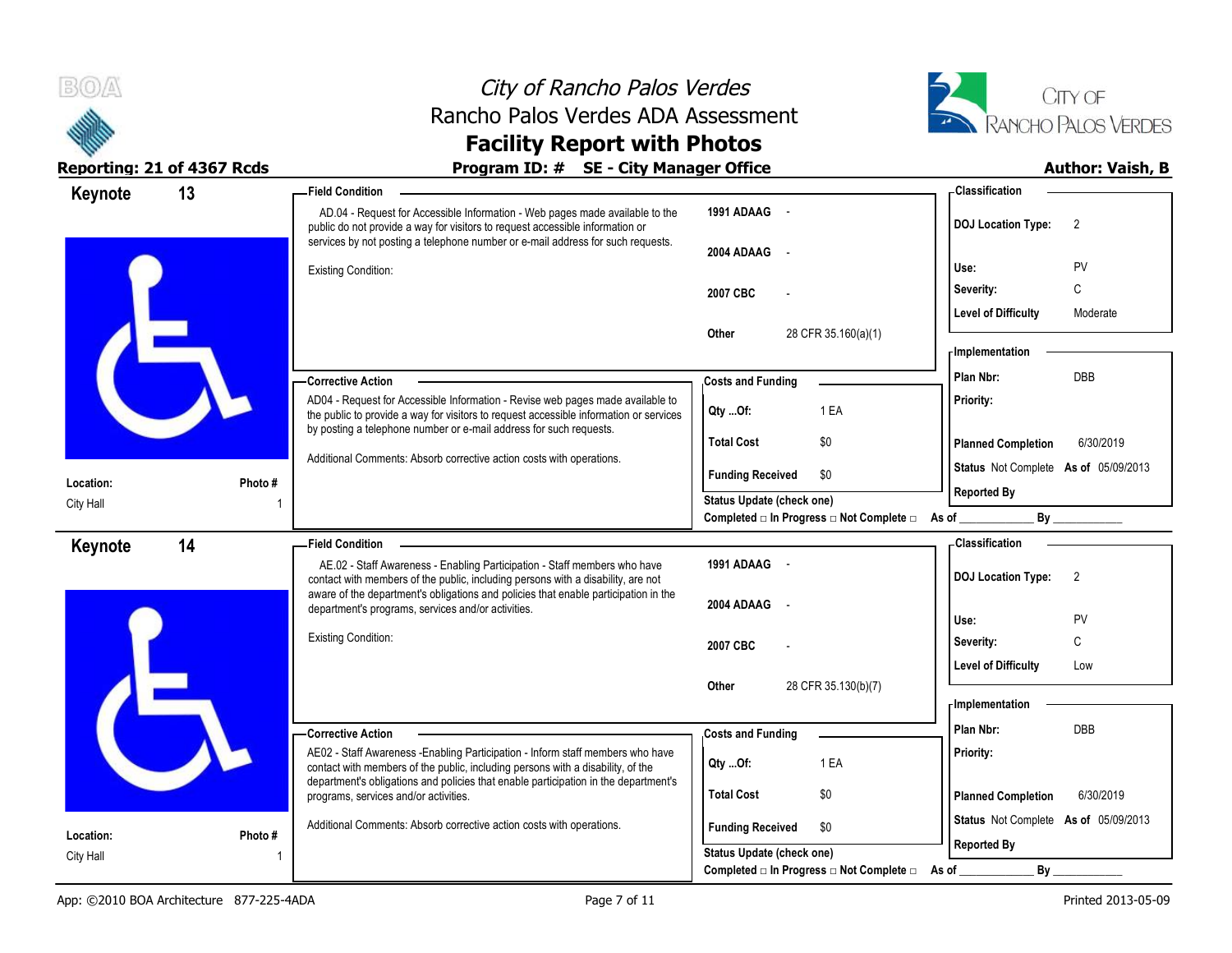# City of Rancho Palos Verdes
## Rancho Palos Verdes ADA Assessment
## Facility Report with Photos

**Reporting: 21 of 4367 Rcds** | **Program ID: # SE - City Manager Office** | **Author: Vaish, B**

---

## Keynote 13

**Location:** City Hall
**Photo #** 1

**Field Condition**

AD.04 - Request for Accessible Information - Web pages made available to the public do not provide a way for visitors to request accessible information or services by not posting a telephone number or e-mail address for such requests.

Existing Condition:

| | |
|---|---|
| 1991 ADAAG | - |
| 2004 ADAAG | - |
| 2007 CBC | - |
| Other | 28 CFR 35.160(a)(1) |

**Classification**

| | |
|---|---|
| DOJ Location Type: | 2 |
| Use: | PV |
| Severity: | C |
| Level of Difficulty | Moderate |

**Corrective Action**

AD04 - Request for Accessible Information - Revise web pages made available to the public to provide a way for visitors to request accessible information or services by posting a telephone number or e-mail address for such requests.

Additional Comments: Absorb corrective action costs with operations.

**Costs and Funding**

| | |
|---|---|
| Qty ...Of: | 1 EA |
| Total Cost | $0 |
| Funding Received | $0 |

**Implementation**

| | |
|---|---|
| Plan Nbr: | DBB |
| Priority: | |
| Planned Completion | 6/30/2019 |
| Status | Not Complete As of 05/09/2013 |
| Reported By | |

Status Update (check one)
Completed □ In Progress □ Not Complete □ As of ____________ By ____________

---

## Keynote 14

**Location:** City Hall
**Photo #** 1

**Field Condition**

AE.02 - Staff Awareness - Enabling Participation - Staff members who have contact with members of the public, including persons with a disability, are not aware of the department's obligations and policies that enable participation in the department's programs, services and/or activities.

Existing Condition:

| | |
|---|---|
| 1991 ADAAG | - |
| 2004 ADAAG | - |
| 2007 CBC | - |
| Other | 28 CFR 35.130(b)(7) |

**Classification**

| | |
|---|---|
| DOJ Location Type: | 2 |
| Use: | PV |
| Severity: | C |
| Level of Difficulty | Low |

**Corrective Action**

AE02 - Staff Awareness -Enabling Participation - Inform staff members who have contact with members of the public, including persons with a disability, of the department's obligations and policies that enable participation in the department's programs, services and/or activities.

Additional Comments: Absorb corrective action costs with operations.

**Costs and Funding**

| | |
|---|---|
| Qty ...Of: | 1 EA |
| Total Cost | $0 |
| Funding Received | $0 |

**Implementation**

| | |
|---|---|
| Plan Nbr: | DBB |
| Priority: | |
| Planned Completion | 6/30/2019 |
| Status | Not Complete As of 05/09/2013 |
| Reported By | |

Status Update (check one)
Completed □ In Progress □ Not Complete □ As of ____________ By ____________

---

App: ©2010 BOA Architecture 877-225-4ADA | Printed 2013-05-09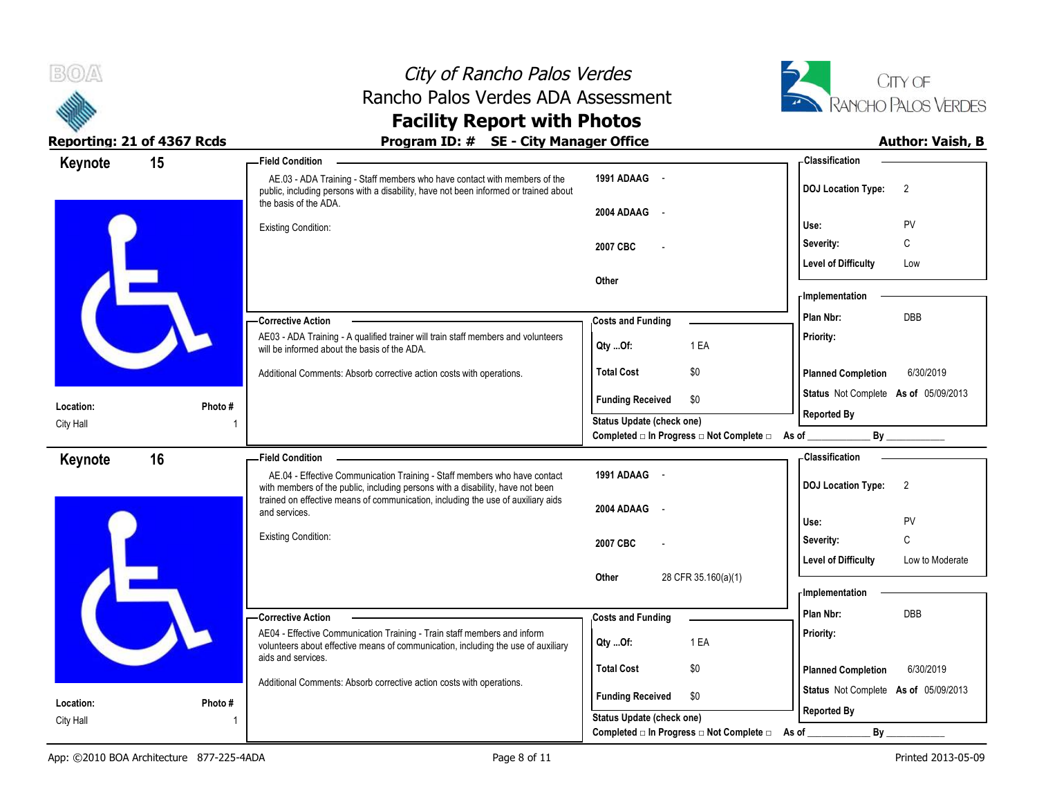# City of Rancho Palos Verdes
## Rancho Palos Verdes ADA Assessment
## Facility Report with Photos

**Reporting: 21 of 4367 Rcds** | **Program ID: # SE - City Manager Office** | **Author: Vaish, B**

---

### Keynote 15

**Location:** City Hall
**Photo #** 1

**Field Condition**

AE.03 - ADA Training - Staff members who have contact with members of the public, including persons with a disability, have not been informed or trained about the basis of the ADA.

Existing Condition:

| | |
|---|---|
| 1991 ADAAG | - |
| 2004 ADAAG | - |
| 2007 CBC | - |
| Other | |

**Corrective Action**

AE03 - ADA Training - A qualified trainer will train staff members and volunteers will be informed about the basis of the ADA.

Additional Comments: Absorb corrective action costs with operations.

**Costs and Funding**

| | |
|---|---|
| Qty ...Of: | 1 EA |
| Total Cost | $0 |
| Funding Received | $0 |

Status Update (check one)
Completed □ In Progress □ Not Complete □ As of ____________ By ____________

**Classification**

| | |
|---|---|
| DOJ Location Type: | 2 |
| Use: | PV |
| Severity: | C |
| Level of Difficulty | Low |

**Implementation**

| | |
|---|---|
| Plan Nbr: | DBB |
| Priority: | |
| Planned Completion | 6/30/2019 |
| Status | Not Complete As of 05/09/2013 |
| Reported By | |

---

### Keynote 16

**Location:** City Hall
**Photo #** 1

**Field Condition**

AE.04 - Effective Communication Training - Staff members who have contact with members of the public, including persons with a disability, have not been trained on effective means of communication, including the use of auxiliary aids and services.

Existing Condition:

| | |
|---|---|
| 1991 ADAAG | - |
| 2004 ADAAG | - |
| 2007 CBC | - |
| Other | 28 CFR 35.160(a)(1) |

**Corrective Action**

AE04 - Effective Communication Training - Train staff members and inform volunteers about effective means of communication, including the use of auxiliary aids and services.

Additional Comments: Absorb corrective action costs with operations.

**Costs and Funding**

| | |
|---|---|
| Qty ...Of: | 1 EA |
| Total Cost | $0 |
| Funding Received | $0 |

Status Update (check one)
Completed □ In Progress □ Not Complete □ As of ____________ By ____________

**Classification**

| | |
|---|---|
| DOJ Location Type: | 2 |
| Use: | PV |
| Severity: | C |
| Level of Difficulty | Low to Moderate |

**Implementation**

| | |
|---|---|
| Plan Nbr: | DBB |
| Priority: | |
| Planned Completion | 6/30/2019 |
| Status | Not Complete As of 05/09/2013 |
| Reported By | |

---

App: ©2010 BOA Architecture 877-225-4ADA | Printed 2013-05-09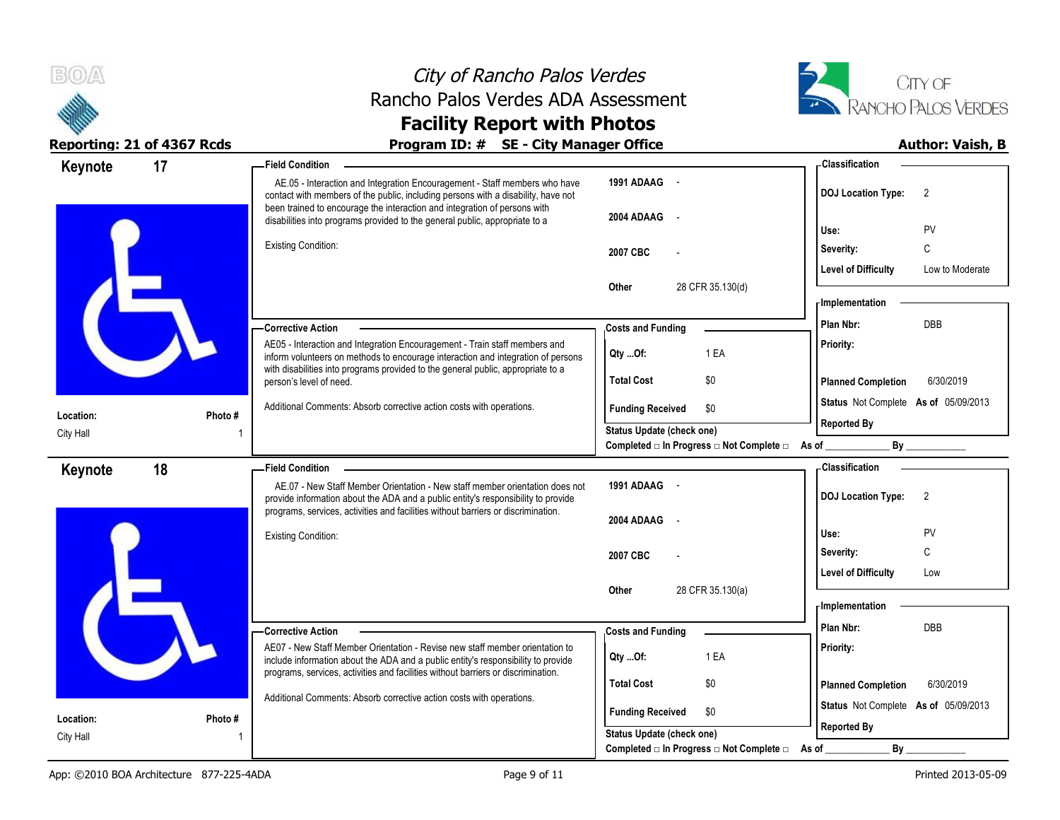# City of Rancho Palos Verdes
## Rancho Palos Verdes ADA Assessment
## Facility Report with Photos

**Reporting: 21 of 4367 Rcds** | **Program ID: # SE - City Manager Office** | **Author: Vaish, B**

---

## Keynote 17

**Location:** City Hall
**Photo #** 1

**Field Condition**

AE.05 - Interaction and Integration Encouragement - Staff members who have contact with members of the public, including persons with a disability, have not been trained to encourage the interaction and integration of persons with disabilities into programs provided to the general public, appropriate to a

Existing Condition:

| | |
|---|---|
| 1991 ADAAG | - |
| 2004 ADAAG | - |
| 2007 CBC | - |
| Other | 28 CFR 35.130(d) |

**Corrective Action**

AE05 - Interaction and Integration Encouragement - Train staff members and inform volunteers on methods to encourage interaction and integration of persons with disabilities into programs provided to the general public, appropriate to a person's level of need.

Additional Comments: Absorb corrective action costs with operations.

**Costs and Funding**

| | |
|---|---|
| Qty ...Of: | 1 EA |
| Total Cost | $0 |
| Funding Received | $0 |

Status Update (check one)
Completed □ In Progress □ Not Complete □ As of ____________ By ____________

**Classification**

| | |
|---|---|
| DOJ Location Type: | 2 |
| Use: | PV |
| Severity: | C |
| Level of Difficulty | Low to Moderate |

**Implementation**

| | |
|---|---|
| Plan Nbr: | DBB |
| Priority: | |
| Planned Completion | 6/30/2019 |
| Status | Not Complete As of 05/09/2013 |
| Reported By | |

---

## Keynote 18

**Location:** City Hall
**Photo #** 1

**Field Condition**

AE.07 - New Staff Member Orientation - New staff member orientation does not provide information about the ADA and a public entity's responsibility to provide programs, services, activities and facilities without barriers or discrimination.

Existing Condition:

| | |
|---|---|
| 1991 ADAAG | - |
| 2004 ADAAG | - |
| 2007 CBC | - |
| Other | 28 CFR 35.130(a) |

**Corrective Action**

AE07 - New Staff Member Orientation - Revise new staff member orientation to include information about the ADA and a public entity's responsibility to provide programs, services, activities and facilities without barriers or discrimination.

Additional Comments: Absorb corrective action costs with operations.

**Costs and Funding**

| | |
|---|---|
| Qty ...Of: | 1 EA |
| Total Cost | $0 |
| Funding Received | $0 |

Status Update (check one)
Completed □ In Progress □ Not Complete □ As of ____________ By ____________

**Classification**

| | |
|---|---|
| DOJ Location Type: | 2 |
| Use: | PV |
| Severity: | C |
| Level of Difficulty | Low |

**Implementation**

| | |
|---|---|
| Plan Nbr: | DBB |
| Priority: | |
| Planned Completion | 6/30/2019 |
| Status | Not Complete As of 05/09/2013 |
| Reported By | |

---

App: ©2010 BOA Architecture 877-225-4ADA | Printed 2013-05-09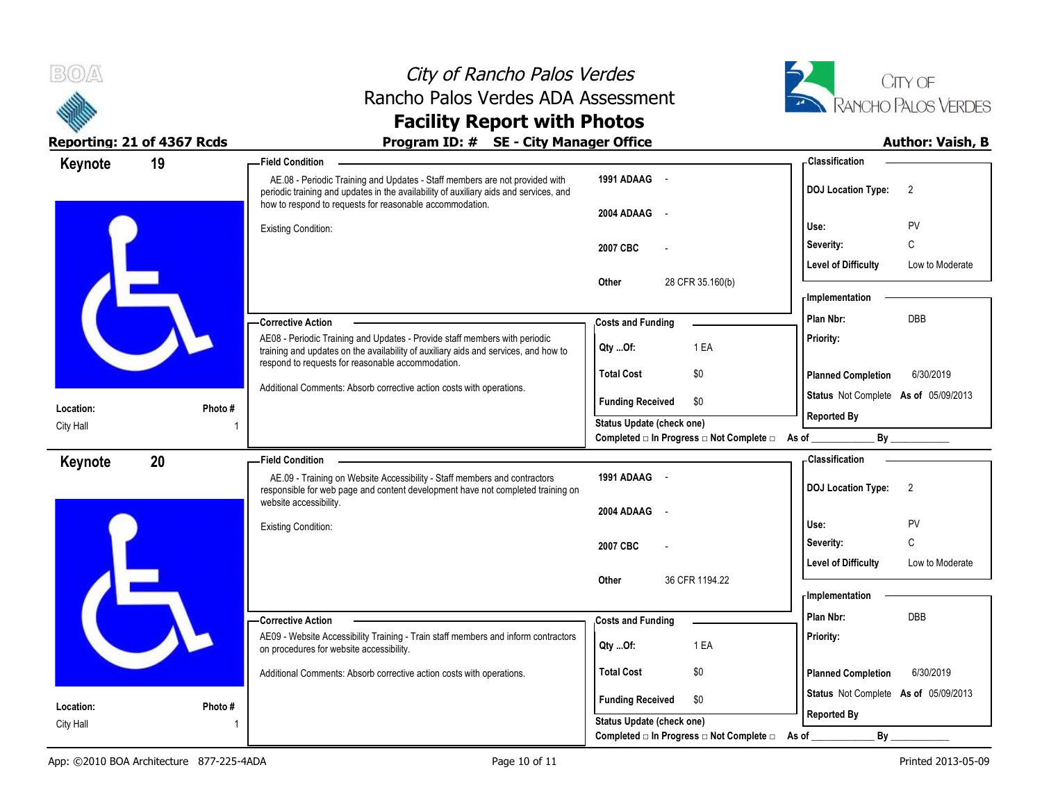# City of Rancho Palos Verdes
## Rancho Palos Verdes ADA Assessment
## Facility Report with Photos

**Reporting: 21 of 4367 Rcds** | **Program ID: # SE - City Manager Office** | **Author: Vaish, B**

---

## Keynote 19

**Location:** City Hall
**Photo #:** 1

**Field Condition**

AE.08 - Periodic Training and Updates - Staff members are not provided with periodic training and updates in the availability of auxiliary aids and services, and how to respond to requests for reasonable accommodation.

Existing Condition:

| | |
|---|---|
| 1991 ADAAG | - |
| 2004 ADAAG | - |
| 2007 CBC | - |
| Other | 28 CFR 35.160(b) |

**Corrective Action**

AE08 - Periodic Training and Updates - Provide staff members with periodic training and updates on the availability of auxiliary aids and services, and how to respond to requests for reasonable accommodation.

Additional Comments: Absorb corrective action costs with operations.

**Costs and Funding**

| | |
|---|---|
| Qty ...Of: | 1 EA |
| Total Cost | $0 |
| Funding Received | $0 |

Status Update (check one)
Completed □ In Progress □ Not Complete □ As of ____________ By ____________

**Classification**

| | |
|---|---|
| DOJ Location Type: | 2 |
| Use: | PV |
| Severity: | C |
| Level of Difficulty | Low to Moderate |

**Implementation**

| | |
|---|---|
| Plan Nbr: | DBB |
| Priority: | |
| Planned Completion | 6/30/2019 |
| Status | Not Complete As of 05/09/2013 |
| Reported By | |

---

## Keynote 20

**Location:** City Hall
**Photo #:** 1

**Field Condition**

AE.09 - Training on Website Accessibility - Staff members and contractors responsible for web page and content development have not completed training on website accessibility.

Existing Condition:

| | |
|---|---|
| 1991 ADAAG | - |
| 2004 ADAAG | - |
| 2007 CBC | - |
| Other | 36 CFR 1194.22 |

**Corrective Action**

AE09 - Website Accessibility Training - Train staff members and inform contractors on procedures for website accessibility.

Additional Comments: Absorb corrective action costs with operations.

**Costs and Funding**

| | |
|---|---|
| Qty ...Of: | 1 EA |
| Total Cost | $0 |
| Funding Received | $0 |

Status Update (check one)
Completed □ In Progress □ Not Complete □ As of ____________ By ____________

**Classification**

| | |
|---|---|
| DOJ Location Type: | 2 |
| Use: | PV |
| Severity: | C |
| Level of Difficulty | Low to Moderate |

**Implementation**

| | |
|---|---|
| Plan Nbr: | DBB |
| Priority: | |
| Planned Completion | 6/30/2019 |
| Status | Not Complete As of 05/09/2013 |
| Reported By | |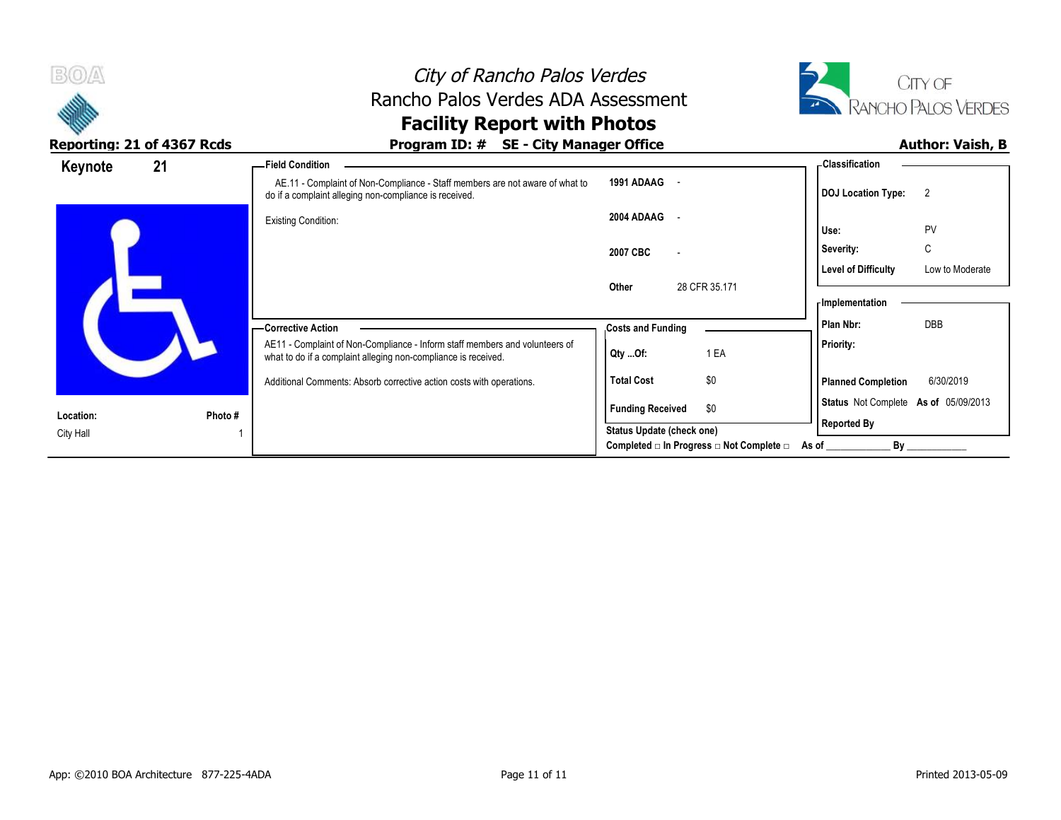# City of Rancho Palos Verdes
## Rancho Palos Verdes ADA Assessment
## Facility Report with Photos

**Reporting: 21 of 4367 Rcds** | **Program ID: # SE - City Manager Office** | **Author: Vaish, B**

**Keynote 21**

**Location:** City Hall
**Photo #** 1

### Field Condition

AE.11 - Complaint of Non-Compliance - Staff members are not aware of what to do if a complaint alleging non-compliance is received.

Existing Condition:

| | |
|---|---|
| **1991 ADAAG** | - |
| **2004 ADAAG** | - |
| **2007 CBC** | - |
| **Other** | 28 CFR 35.171 |

### Classification

| | |
|---|---|
| **DOJ Location Type:** | 2 |
| **Use:** | PV |
| **Severity:** | C |
| **Level of Difficulty** | Low to Moderate |

### Corrective Action

AE11 - Complaint of Non-Compliance - Inform staff members and volunteers of what to do if a complaint alleging non-compliance is received.

Additional Comments: Absorb corrective action costs with operations.

### Costs and Funding

| | |
|---|---|
| **Qty ...Of:** | 1 EA |
| **Total Cost** | $0 |
| **Funding Received** | $0 |

**Status Update (check one)**
Completed □ In Progress □ Not Complete □ As of ____________ By ____________

### Implementation

| | |
|---|---|
| **Plan Nbr:** | DBB |
| **Priority:** | |
| **Planned Completion** | 6/30/2019 |
| **Status** | Not Complete **As of** 05/09/2013 |
| **Reported By** | |

App: ©2010 BOA Architecture 877-225-4ADA

Printed 2013-05-09